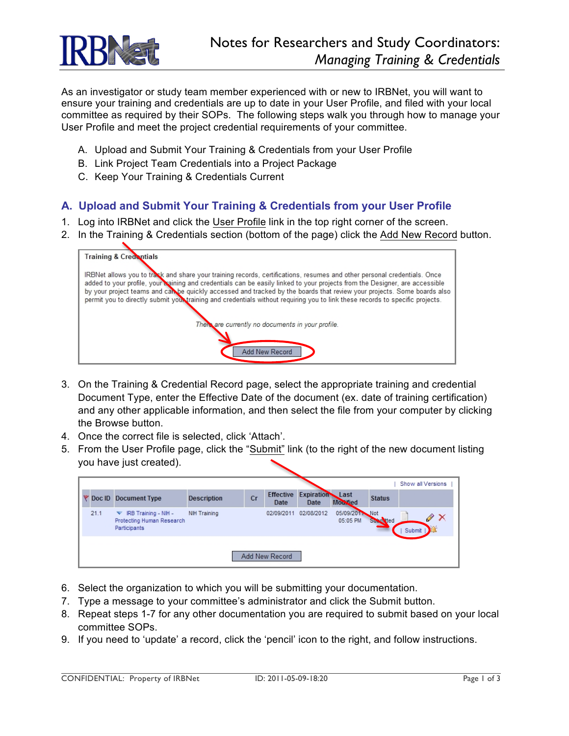# Notes for Researchers and Study Coordinators: *Managing Training & Credentials*

As an investigator or study team member experienced with or new to IRBNet, you will want to ensure your training and credentials are up to date in your User Profile, and filed with your local committee as required by their SOPs. The following steps walk you through how to manage your User Profile and meet the project credential requirements of your committee.

A. Upload and Submit Your Training & Credentials from your User Profile
B. Link Project Team Credentials into a Project Package
C. Keep Your Training & Credentials Current

## A. Upload and Submit Your Training & Credentials from your User Profile

1. Log into IRBNet and click the User Profile link in the top right corner of the screen.
2. In the Training & Credentials section (bottom of the page) click the Add New Record button.

**Training & Credentials**

IRBNet allows you to track and share your training records, certifications, resumes and other personal credentials. Once added to your profile, your training and credentials can be easily linked to your projects from the Designer, are accessible by your project teams and can be quickly accessed and tracked by the boards that review your projects. Some boards also permit you to directly submit your training and credentials without requiring you to link these records to specific projects.

*There are currently no documents in your profile.*

Add New Record

3. On the Training & Credential Record page, select the appropriate training and credential Document Type, enter the Effective Date of the document (ex. date of training certification) and any other applicable information, and then select the file from your computer by clicking the Browse button.
4. Once the correct file is selected, click 'Attach'.
5. From the User Profile page, click the "Submit" link (to the right of the new document listing you have just created).

| Show all Versions |

| Doc ID | Document Type | Description | Cr | Effective Date | Expiration Date | Last Modified | Status | |
|---|---|---|---|---|---|---|---|---|
| 21.1 | IRB Training - NIH - Protecting Human Research Participants | NIH Training | | 02/09/2011 | 02/08/2012 | 05/09/2011 05:05 PM | Not Submitted | Submit |

Add New Record

6. Select the organization to which you will be submitting your documentation.
7. Type a message to your committee's administrator and click the Submit button.
8. Repeat steps 1-7 for any other documentation you are required to submit based on your local committee SOPs.
9. If you need to 'update' a record, click the 'pencil' icon to the right, and follow instructions.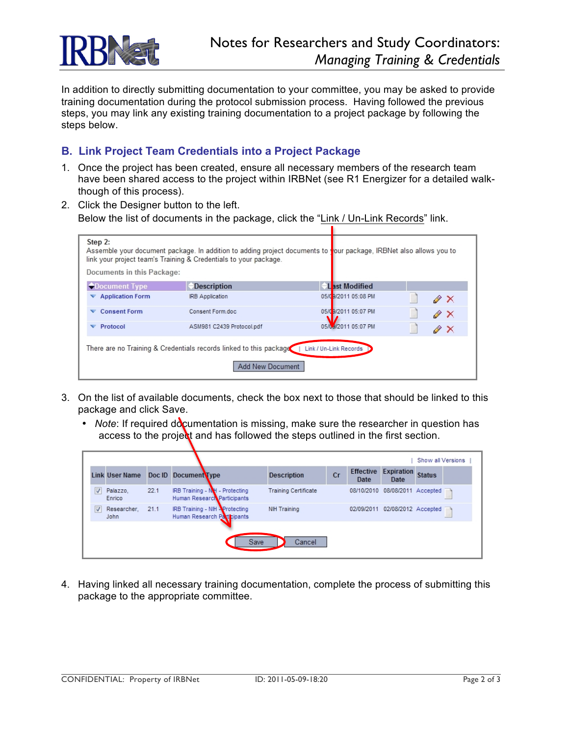In addition to directly submitting documentation to your committee, you may be asked to provide training documentation during the protocol submission process. Having followed the previous steps, you may link any existing training documentation to a project package by following the steps below.

## B. Link Project Team Credentials into a Project Package

1. Once the project has been created, ensure all necessary members of the research team have been shared access to the project within IRBNet (see R1 Energizer for a detailed walk-though of this process).
2. Click the Designer button to the left.
   Below the list of documents in the package, click the "Link / Un-Link Records" link.

Step 2:
Assemble your document package. In addition to adding project documents to your package, IRBNet also allows you to link your project team's Training & Credentials to your package.

Documents in this Package:

| Document Type | Description | Last Modified |
|---|---|---|
| Application Form | IRB Application | 05/09/2011 05:08 PM |
| Consent Form | Consent Form.doc | 05/09/2011 05:07 PM |
| Protocol | ASM981 C2439 Protocol.pdf | 05/09/2011 05:07 PM |

There are no Training & Credentials records linked to this package | Link / Un-Link Records |

Add New Document

3. On the list of available documents, check the box next to those that should be linked to this package and click Save.
   - *Note*: If required documentation is missing, make sure the researcher in question has access to the project and has followed the steps outlined in the first section.

| Show all Versions |

| Link | User Name | Doc ID | Document Type | Description | Cr | Effective Date | Expiration Date | Status |
|---|---|---|---|---|---|---|---|---|
| ☑ | Palazzo, Enrico | 22.1 | IRB Training - NIH - Protecting Human Research Participants | Training Certificate | | 08/10/2010 | 08/08/2011 | Accepted |
| ☑ | Researcher, John | 21.1 | IRB Training - NIH - Protecting Human Research Participants | NIH Training | | 02/09/2011 | 02/08/2012 | Accepted |

Save Cancel

4. Having linked all necessary training documentation, complete the process of submitting this package to the appropriate committee.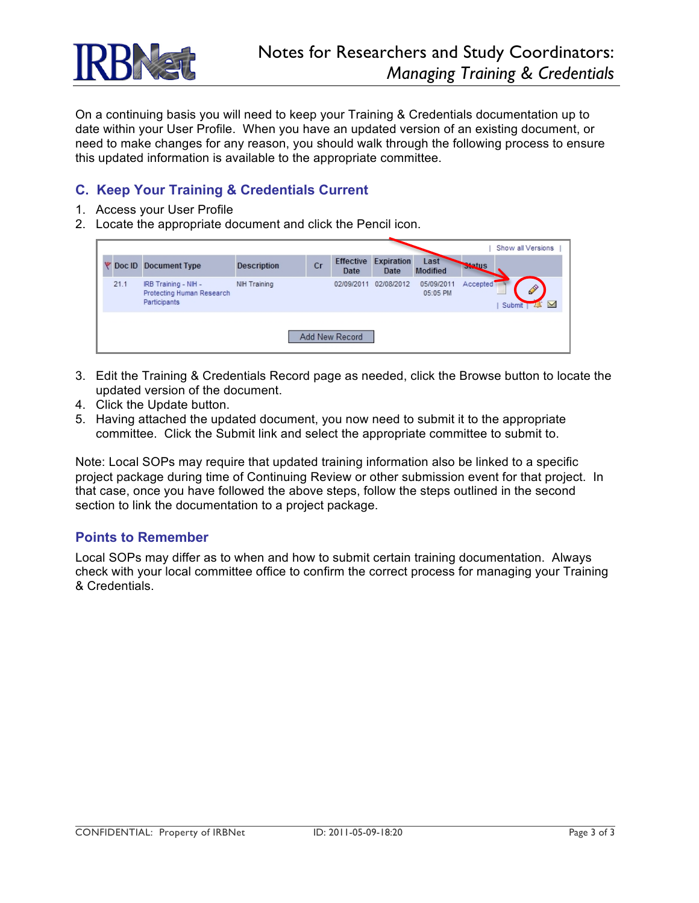On a continuing basis you will need to keep your Training & Credentials documentation up to date within your User Profile. When you have an updated version of an existing document, or need to make changes for any reason, you should walk through the following process to ensure this updated information is available to the appropriate committee.

## C. Keep Your Training & Credentials Current

1. Access your User Profile
2. Locate the appropriate document and click the Pencil icon.

| Show all Versions |

| Doc ID | Document Type | Description | Cr | Effective Date | Expiration Date | Last Modified | Status |
|---|---|---|---|---|---|---|---|
| 21.1 | IRB Training - NIH - Protecting Human Research Participants | NIH Training | | 02/09/2011 | 02/08/2012 | 05/09/2011 05:05 PM | Accepted |

| Submit |

Add New Record

3. Edit the Training & Credentials Record page as needed, click the Browse button to locate the updated version of the document.
4. Click the Update button.
5. Having attached the updated document, you now need to submit it to the appropriate committee. Click the Submit link and select the appropriate committee to submit to.

Note: Local SOPs may require that updated training information also be linked to a specific project package during time of Continuing Review or other submission event for that project. In that case, once you have followed the above steps, follow the steps outlined in the second section to link the documentation to a project package.

## Points to Remember

Local SOPs may differ as to when and how to submit certain training documentation. Always check with your local committee office to confirm the correct process for managing your Training & Credentials.